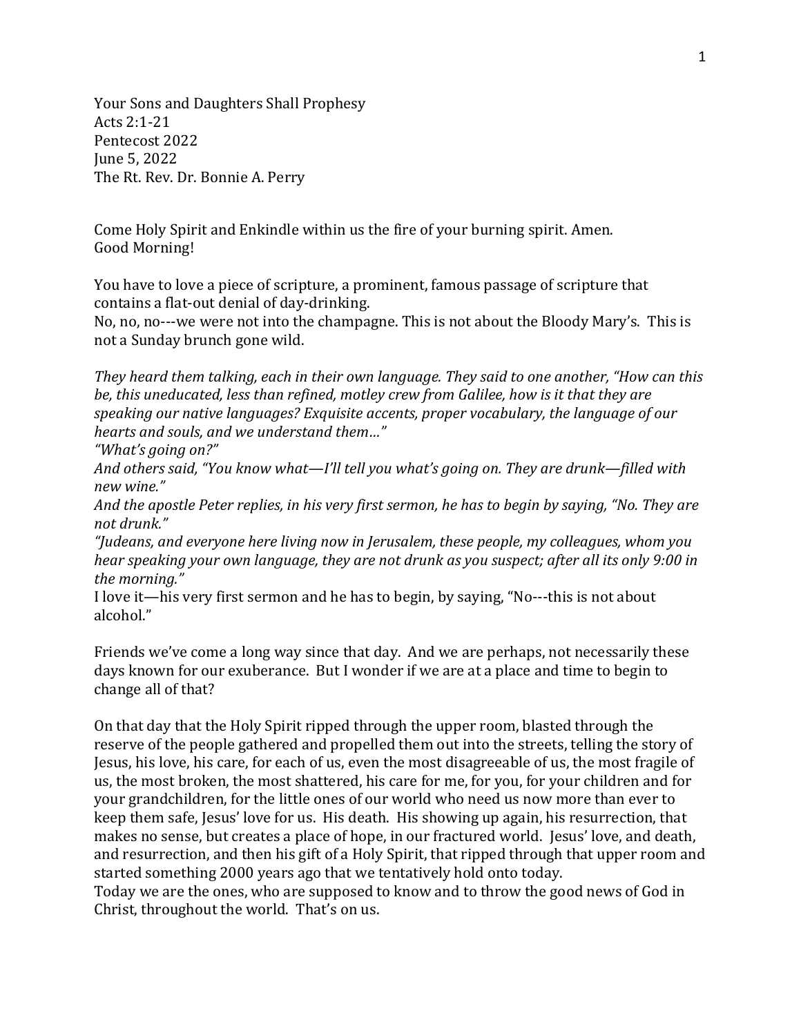Your Sons and Daughters Shall Prophesy
Acts 2:1-21
Pentecost 2022
June 5, 2022
The Rt. Rev. Dr. Bonnie A. Perry

Come Holy Spirit and Enkindle within us the fire of your burning spirit. Amen.
Good Morning!

You have to love a piece of scripture, a prominent, famous passage of scripture that contains a flat-out denial of day-drinking.
No, no, no---we were not into the champagne. This is not about the Bloody Mary's. This is not a Sunday brunch gone wild.

*They heard them talking, each in their own language. They said to one another, "How can this be, this uneducated, less than refined, motley crew from Galilee, how is it that they are speaking our native languages? Exquisite accents, proper vocabulary, the language of our hearts and souls, and we understand them…"*
*"What's going on?"*
*And others said, "You know what—I'll tell you what's going on. They are drunk—filled with new wine."*
*And the apostle Peter replies, in his very first sermon, he has to begin by saying, "No. They are not drunk."*
*"Judeans, and everyone here living now in Jerusalem, these people, my colleagues, whom you hear speaking your own language, they are not drunk as you suspect; after all its only 9:00 in the morning."*
I love it—his very first sermon and he has to begin, by saying, "No---this is not about alcohol."

Friends we've come a long way since that day. And we are perhaps, not necessarily these days known for our exuberance. But I wonder if we are at a place and time to begin to change all of that?

On that day that the Holy Spirit ripped through the upper room, blasted through the reserve of the people gathered and propelled them out into the streets, telling the story of Jesus, his love, his care, for each of us, even the most disagreeable of us, the most fragile of us, the most broken, the most shattered, his care for me, for you, for your children and for your grandchildren, for the little ones of our world who need us now more than ever to keep them safe, Jesus' love for us. His death. His showing up again, his resurrection, that makes no sense, but creates a place of hope, in our fractured world. Jesus' love, and death, and resurrection, and then his gift of a Holy Spirit, that ripped through that upper room and started something 2000 years ago that we tentatively hold onto today.
Today we are the ones, who are supposed to know and to throw the good news of God in Christ, throughout the world. That's on us.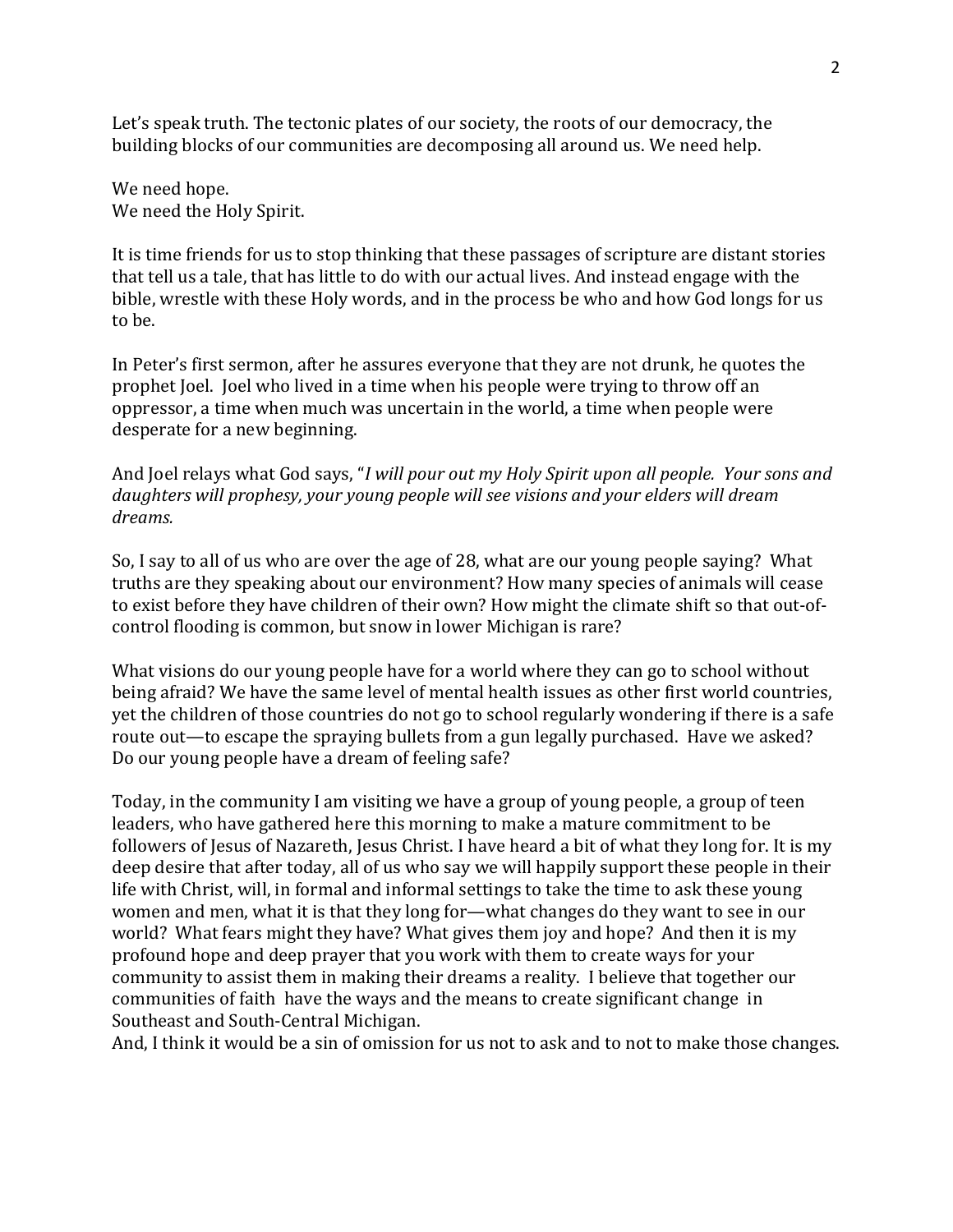Let's speak truth. The tectonic plates of our society, the roots of our democracy, the building blocks of our communities are decomposing all around us. We need help.

We need hope.
We need the Holy Spirit.

It is time friends for us to stop thinking that these passages of scripture are distant stories that tell us a tale, that has little to do with our actual lives. And instead engage with the bible, wrestle with these Holy words, and in the process be who and how God longs for us to be.

In Peter's first sermon, after he assures everyone that they are not drunk, he quotes the prophet Joel. Joel who lived in a time when his people were trying to throw off an oppressor, a time when much was uncertain in the world, a time when people were desperate for a new beginning.

And Joel relays what God says, "*I will pour out my Holy Spirit upon all people. Your sons and daughters will prophesy, your young people will see visions and your elders will dream dreams.*

So, I say to all of us who are over the age of 28, what are our young people saying? What truths are they speaking about our environment? How many species of animals will cease to exist before they have children of their own? How might the climate shift so that out-of-control flooding is common, but snow in lower Michigan is rare?

What visions do our young people have for a world where they can go to school without being afraid? We have the same level of mental health issues as other first world countries, yet the children of those countries do not go to school regularly wondering if there is a safe route out—to escape the spraying bullets from a gun legally purchased. Have we asked? Do our young people have a dream of feeling safe?

Today, in the community I am visiting we have a group of young people, a group of teen leaders, who have gathered here this morning to make a mature commitment to be followers of Jesus of Nazareth, Jesus Christ. I have heard a bit of what they long for. It is my deep desire that after today, all of us who say we will happily support these people in their life with Christ, will, in formal and informal settings to take the time to ask these young women and men, what it is that they long for—what changes do they want to see in our world? What fears might they have? What gives them joy and hope? And then it is my profound hope and deep prayer that you work with them to create ways for your community to assist them in making their dreams a reality. I believe that together our communities of faith have the ways and the means to create significant change in Southeast and South-Central Michigan.
And, I think it would be a sin of omission for us not to ask and to not to make those changes.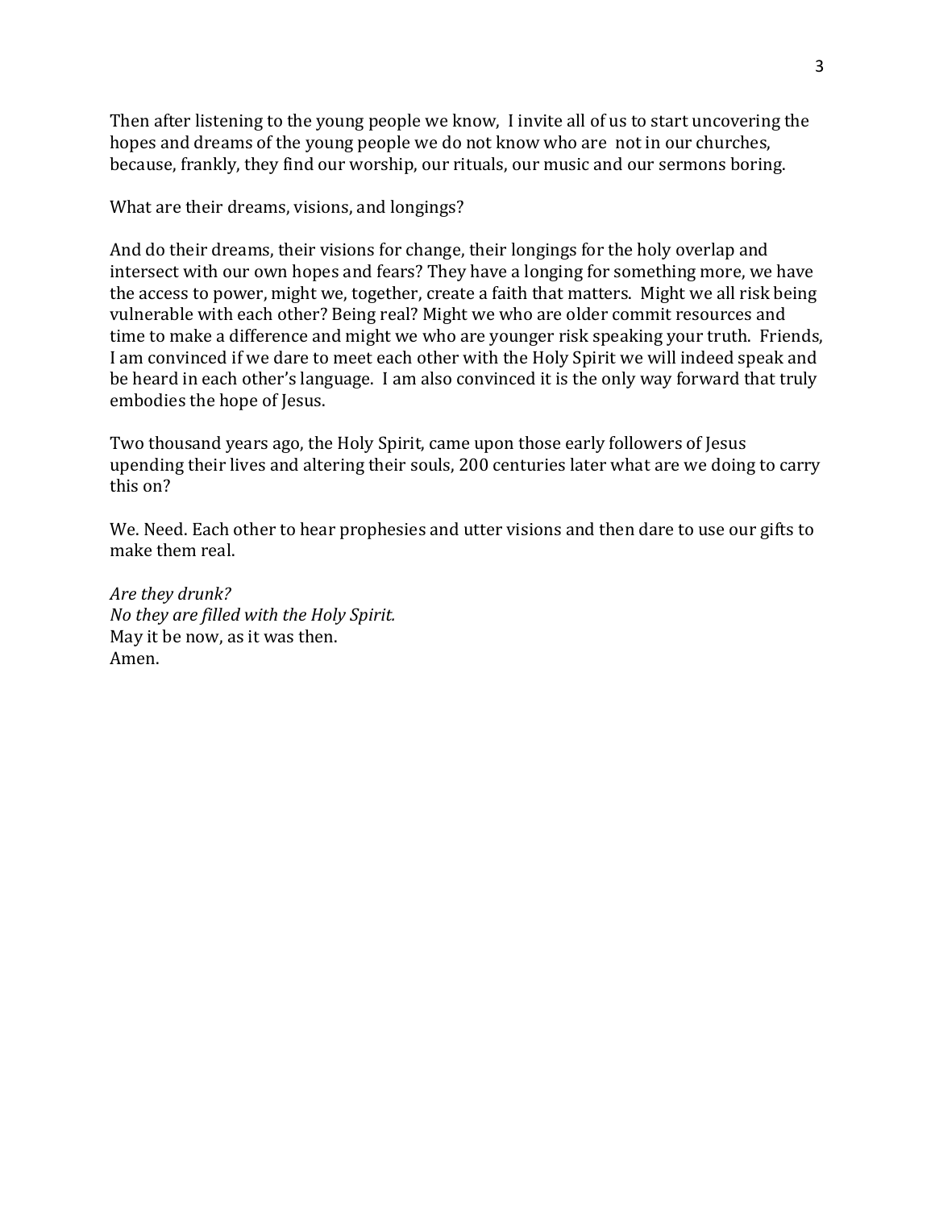Then after listening to the young people we know, I invite all of us to start uncovering the hopes and dreams of the young people we do not know who are not in our churches, because, frankly, they find our worship, our rituals, our music and our sermons boring.

What are their dreams, visions, and longings?

And do their dreams, their visions for change, their longings for the holy overlap and intersect with our own hopes and fears? They have a longing for something more, we have the access to power, might we, together, create a faith that matters. Might we all risk being vulnerable with each other? Being real? Might we who are older commit resources and time to make a difference and might we who are younger risk speaking your truth. Friends, I am convinced if we dare to meet each other with the Holy Spirit we will indeed speak and be heard in each other's language. I am also convinced it is the only way forward that truly embodies the hope of Jesus.

Two thousand years ago, the Holy Spirit, came upon those early followers of Jesus upending their lives and altering their souls, 200 centuries later what are we doing to carry this on?

We. Need. Each other to hear prophesies and utter visions and then dare to use our gifts to make them real.

*Are they drunk?*
*No they are filled with the Holy Spirit.*
May it be now, as it was then.
Amen.